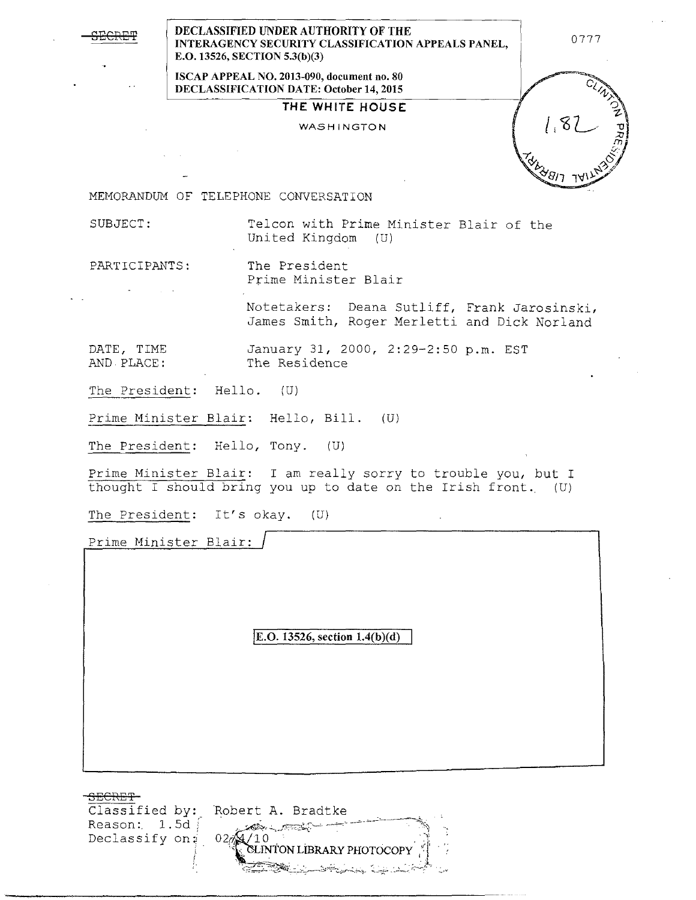~~SECRET~~

**DECLASSIFIED UNDER AUTHORITY OF THE INTERAGENCY SECURITY CLASSIFICATION APPEALS PANEL, E.O. 13526, SECTION 5.3(b)(3)**

**ISCAP APPEAL NO. 2013-090, document no. 80**
**DECLASSIFICATION DATE: October 14, 2015**

0777

**THE WHITE HOUSE**

WASHINGTON

MEMORANDUM OF TELEPHONE CONVERSATION

SUBJECT: Telcon with Prime Minister Blair of the United Kingdom (U)

PARTICIPANTS: The President
Prime Minister Blair

Notetakers: Deana Sutliff, Frank Jarosinski, James Smith, Roger Merletti and Dick Norland

DATE, TIME AND PLACE: January 31, 2000, 2:29-2:50 p.m. EST
The Residence

The President: Hello. (U)

Prime Minister Blair: Hello, Bill. (U)

The President: Hello, Tony. (U)

Prime Minister Blair: I am really sorry to trouble you, but I thought I should bring you up to date on the Irish front. (U)

The President: It's okay. (U)

Prime Minister Blair:

**E.O. 13526, section 1.4(b)(d)**

~~SECRET~~
Classified by: Robert A. Bradtke
Reason: 1.5d
Declassify on: 02/4/10

CLINTON LIBRARY PHOTOCOPY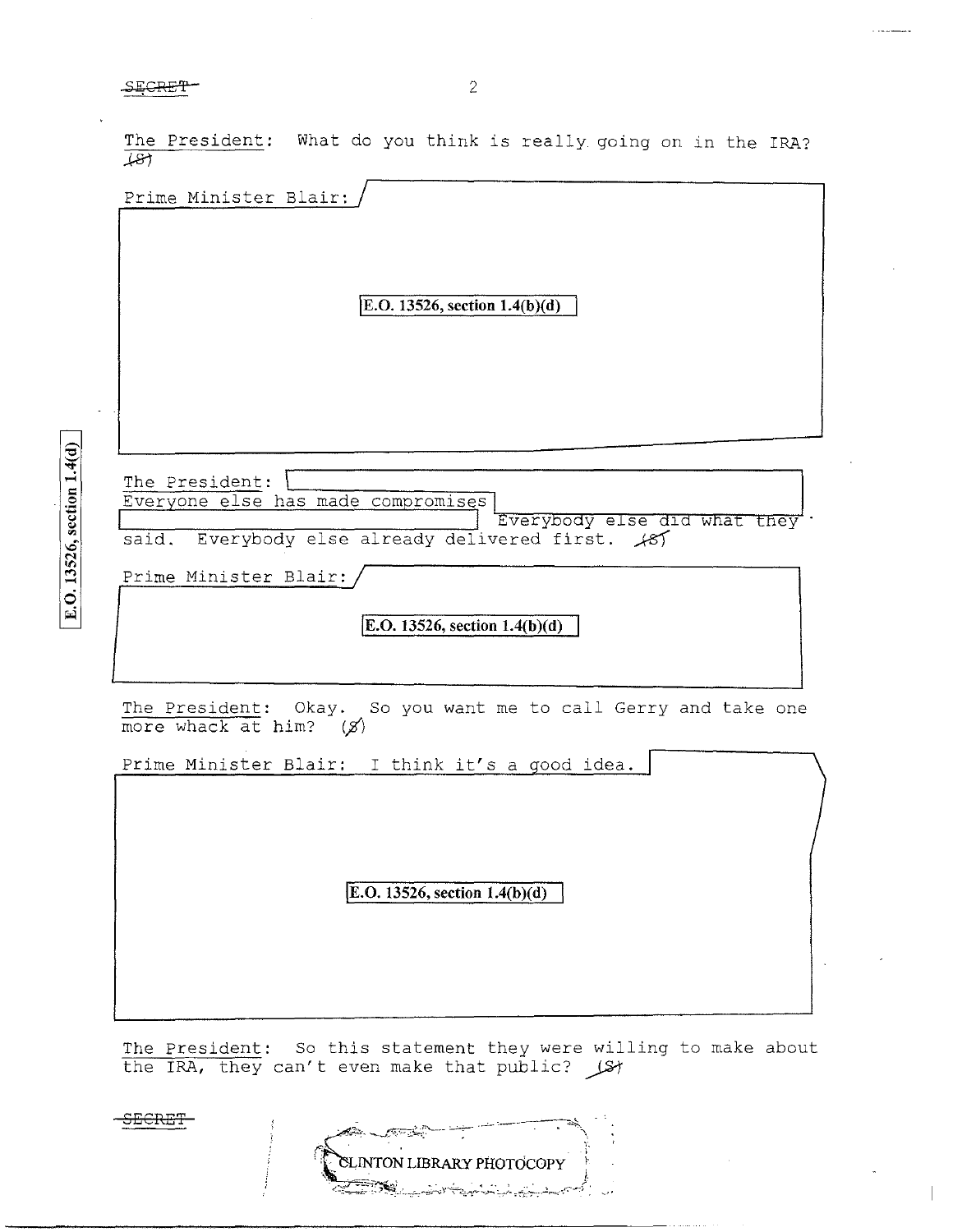SECRET

The President: What do you think is really going on in the IRA? (S)

Prime Minister Blair:

E.O. 13526, section 1.4(b)(d)

The President:
Everyone else has made compromises
Everybody else did what they said. Everybody else already delivered first. (S)

Prime Minister Blair:

E.O. 13526, section 1.4(b)(d)

The President: Okay. So you want me to call Gerry and take one more whack at him? (S)

Prime Minister Blair: I think it's a good idea.

E.O. 13526, section 1.4(b)(d)

The President: So this statement they were willing to make about the IRA, they can't even make that public? (S)

E.O. 13526, section 1.4(d)

SECRET

CLINTON LIBRARY PHOTOCOPY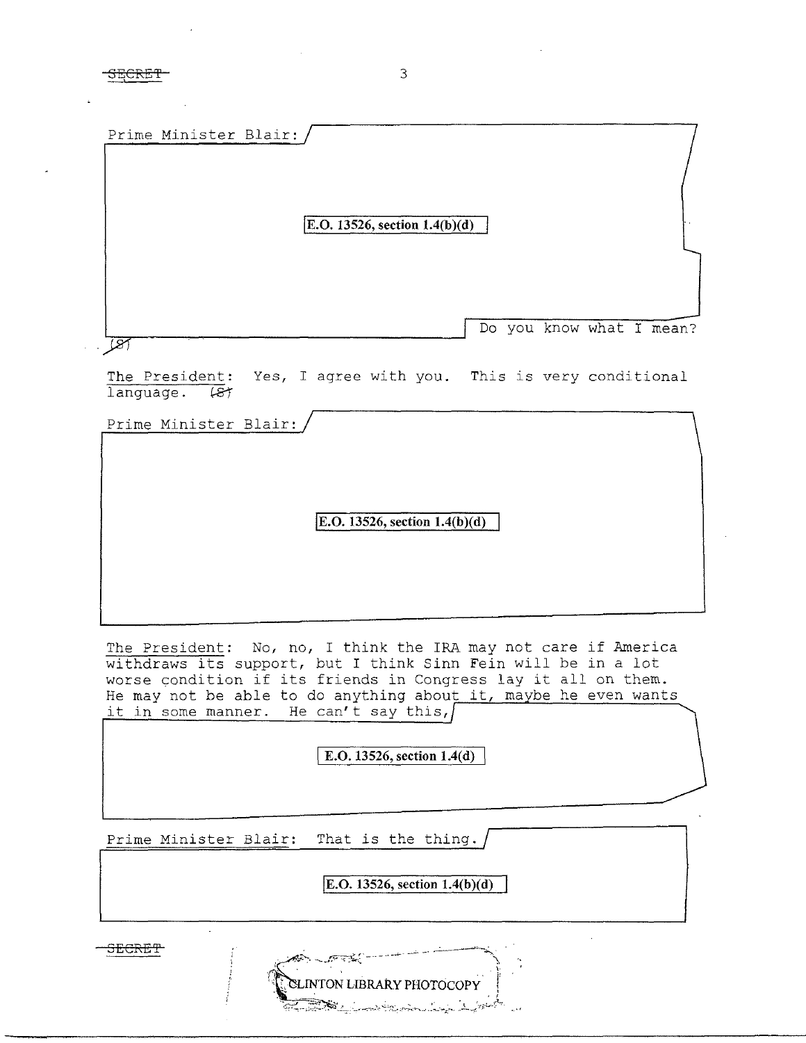Prime Minister Blair:

E.O. 13526, section 1.4(b)(d)

Do you know what I mean? (S)

The President: Yes, I agree with you. This is very conditional language. (S)

Prime Minister Blair:

E.O. 13526, section 1.4(b)(d)

The President: No, no, I think the IRA may not care if America withdraws its support, but I think Sinn Fein will be in a lot worse condition if its friends in Congress lay it all on them. He may not be able to do anything about it, maybe he even wants it in some manner. He can't say this,

E.O. 13526, section 1.4(d)

Prime Minister Blair: That is the thing.

E.O. 13526, section 1.4(b)(d)

SECRET

CLINTON LIBRARY PHOTOCOPY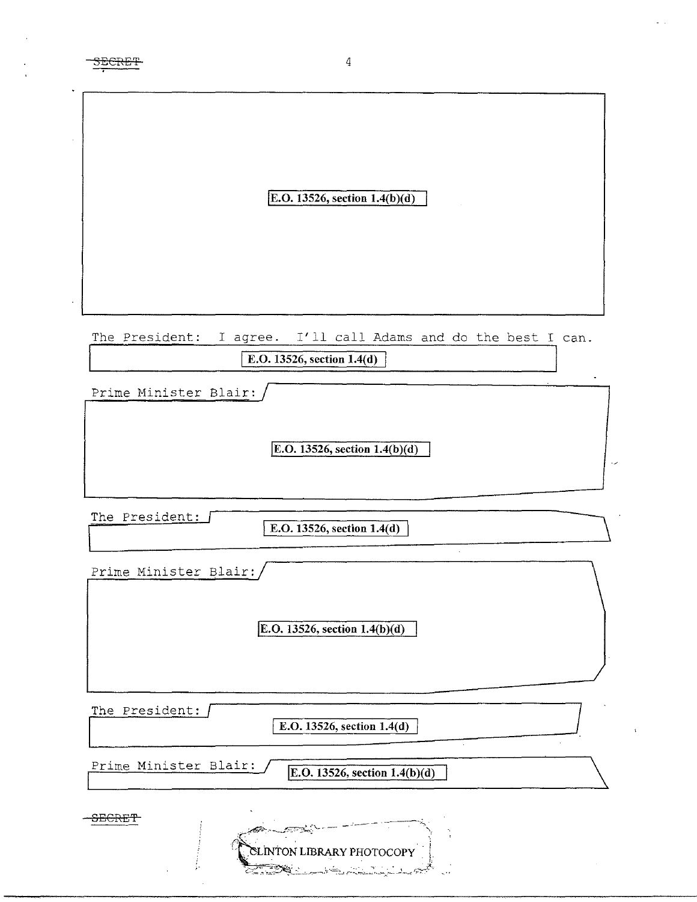E.O. 13526, section 1.4(b)(d)

The President: I agree. I'll call Adams and do the best I can.

E.O. 13526, section 1.4(d)

Prime Minister Blair:

E.O. 13526, section 1.4(b)(d)

The President:

E.O. 13526, section 1.4(d)

Prime Minister Blair:

E.O. 13526, section 1.4(b)(d)

The President:

E.O. 13526, section 1.4(d)

Prime Minister Blair: E.O. 13526, section 1.4(b)(d)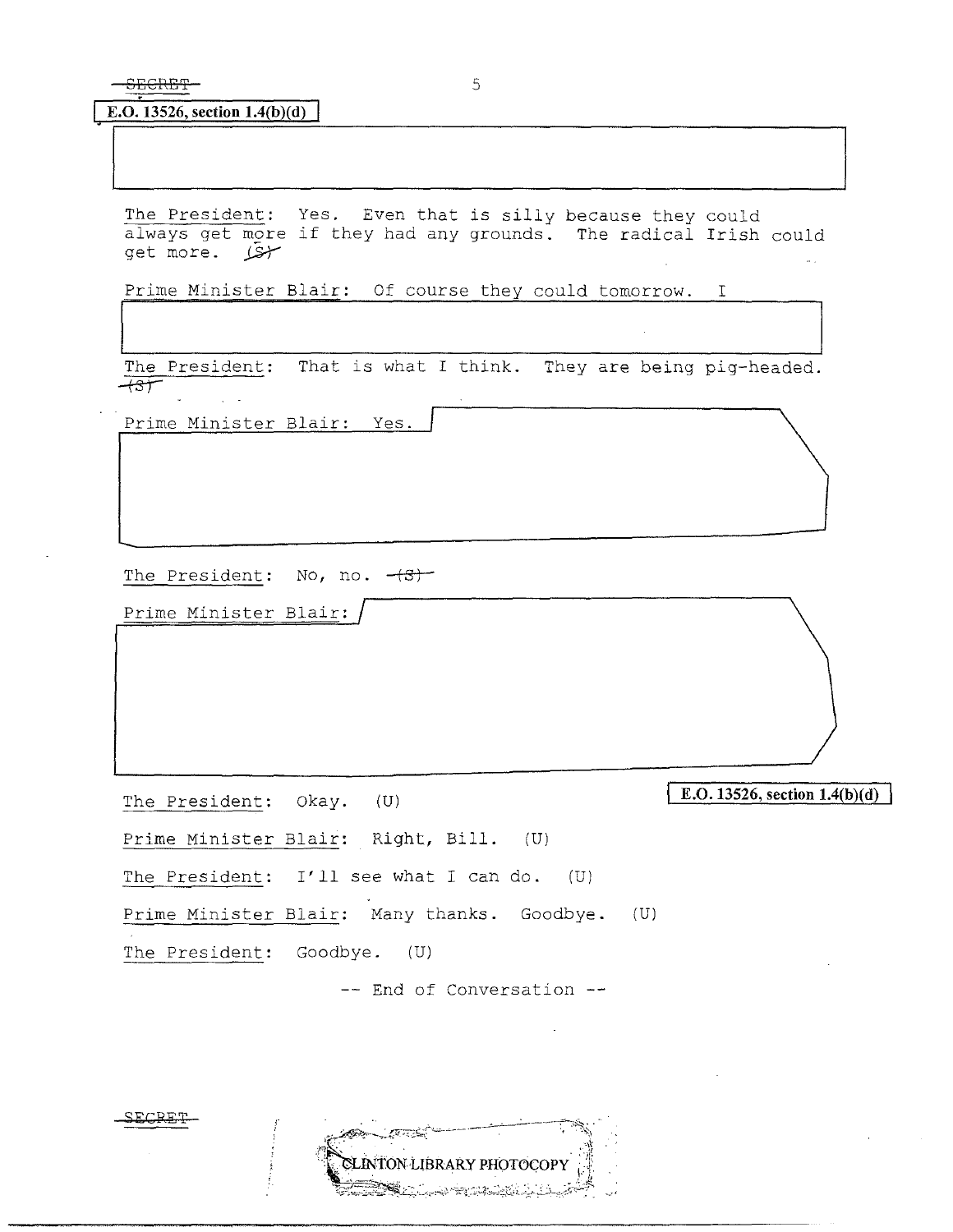SECRET

E.O. 13526, section 1.4(b)(d)

The President: Yes. Even that is silly because they could always get more if they had any grounds. The radical Irish could get more. (S)

Prime Minister Blair: Of course they could tomorrow. I

The President: That is what I think. They are being pig-headed. (S)

Prime Minister Blair: Yes.

The President: No, no. (S)

Prime Minister Blair:

E.O. 13526, section 1.4(b)(d)

The President: Okay. (U)

Prime Minister Blair: Right, Bill. (U)

The President: I'll see what I can do. (U)

Prime Minister Blair: Many thanks. Goodbye. (U)

The President: Goodbye. (U)

-- End of Conversation --

SECRET

CLINTON LIBRARY PHOTOCOPY